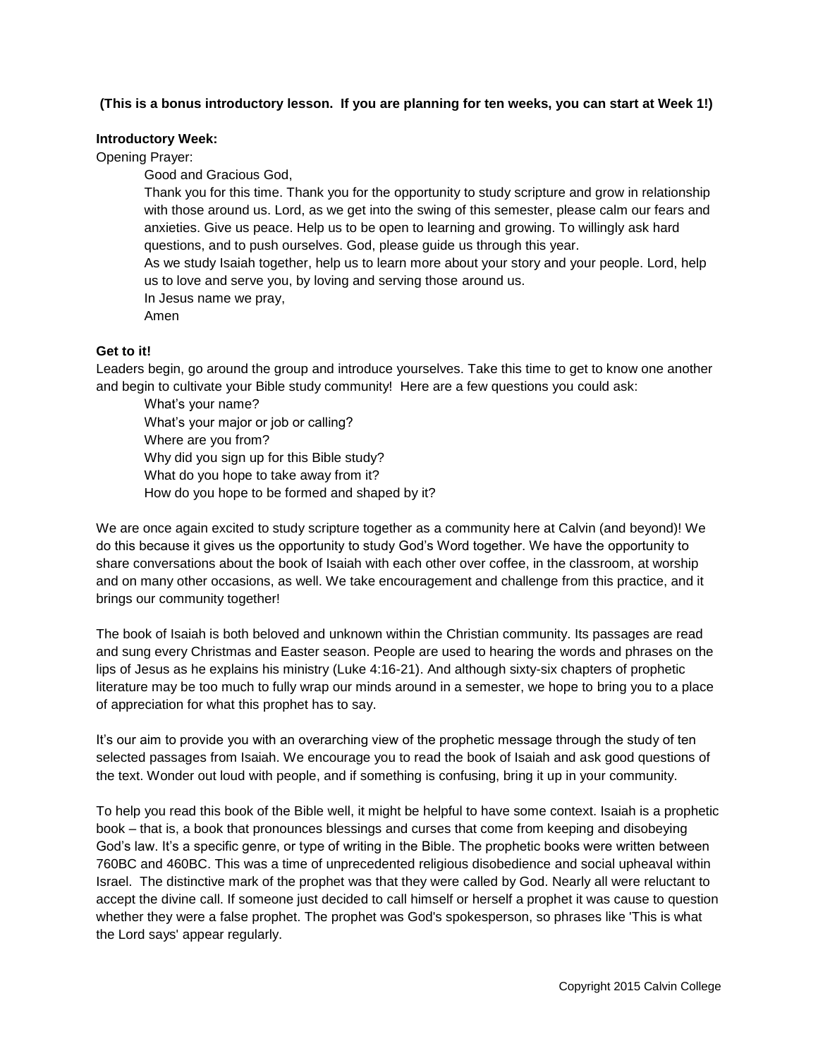**(This is a bonus introductory lesson. If you are planning for ten weeks, you can start at Week 1!)**

**Introductory Week:**

Opening Prayer:

> Good and Gracious God,
>
> Thank you for this time. Thank you for the opportunity to study scripture and grow in relationship with those around us. Lord, as we get into the swing of this semester, please calm our fears and anxieties. Give us peace. Help us to be open to learning and growing. To willingly ask hard questions, and to push ourselves. God, please guide us through this year.
>
> As we study Isaiah together, help us to learn more about your story and your people. Lord, help us to love and serve you, by loving and serving those around us.
>
> In Jesus name we pray,
>
> Amen

**Get to it!**

Leaders begin, go around the group and introduce yourselves. Take this time to get to know one another and begin to cultivate your Bible study community! Here are a few questions you could ask:

> What's your name?
> What's your major or job or calling?
> Where are you from?
> Why did you sign up for this Bible study?
> What do you hope to take away from it?
> How do you hope to be formed and shaped by it?

We are once again excited to study scripture together as a community here at Calvin (and beyond)! We do this because it gives us the opportunity to study God's Word together. We have the opportunity to share conversations about the book of Isaiah with each other over coffee, in the classroom, at worship and on many other occasions, as well. We take encouragement and challenge from this practice, and it brings our community together!

The book of Isaiah is both beloved and unknown within the Christian community. Its passages are read and sung every Christmas and Easter season. People are used to hearing the words and phrases on the lips of Jesus as he explains his ministry (Luke 4:16-21). And although sixty-six chapters of prophetic literature may be too much to fully wrap our minds around in a semester, we hope to bring you to a place of appreciation for what this prophet has to say.

It's our aim to provide you with an overarching view of the prophetic message through the study of ten selected passages from Isaiah. We encourage you to read the book of Isaiah and ask good questions of the text. Wonder out loud with people, and if something is confusing, bring it up in your community.

To help you read this book of the Bible well, it might be helpful to have some context. Isaiah is a prophetic book – that is, a book that pronounces blessings and curses that come from keeping and disobeying God's law. It's a specific genre, or type of writing in the Bible. The prophetic books were written between 760BC and 460BC. This was a time of unprecedented religious disobedience and social upheaval within Israel. The distinctive mark of the prophet was that they were called by God. Nearly all were reluctant to accept the divine call. If someone just decided to call himself or herself a prophet it was cause to question whether they were a false prophet. The prophet was God's spokesperson, so phrases like 'This is what the Lord says' appear regularly.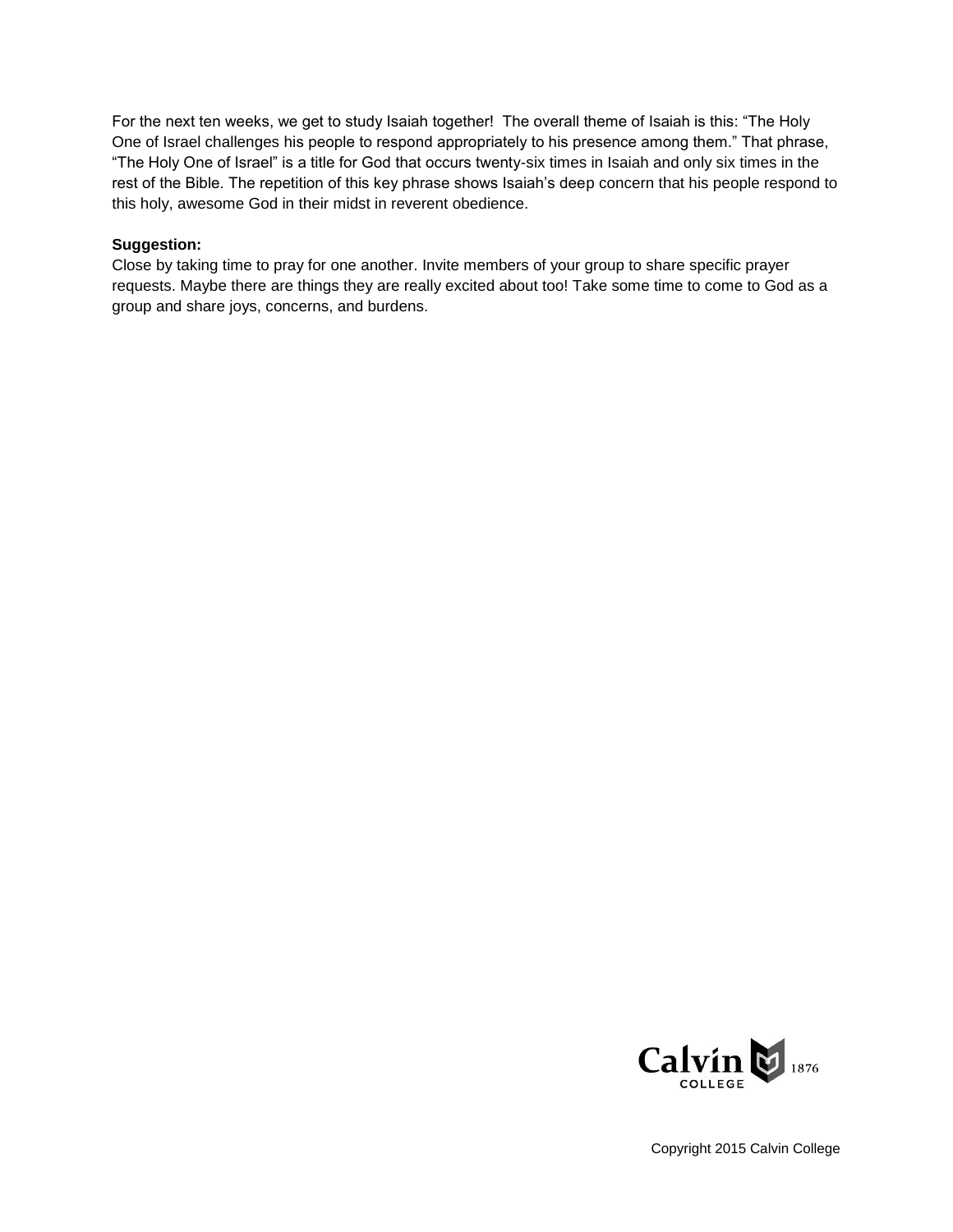For the next ten weeks, we get to study Isaiah together! The overall theme of Isaiah is this: "The Holy One of Israel challenges his people to respond appropriately to his presence among them." That phrase, "The Holy One of Israel" is a title for God that occurs twenty-six times in Isaiah and only six times in the rest of the Bible. The repetition of this key phrase shows Isaiah's deep concern that his people respond to this holy, awesome God in their midst in reverent obedience.

**Suggestion:**
Close by taking time to pray for one another. Invite members of your group to share specific prayer requests. Maybe there are things they are really excited about too! Take some time to come to God as a group and share joys, concerns, and burdens.

Calvin College 1876

Copyright 2015 Calvin College